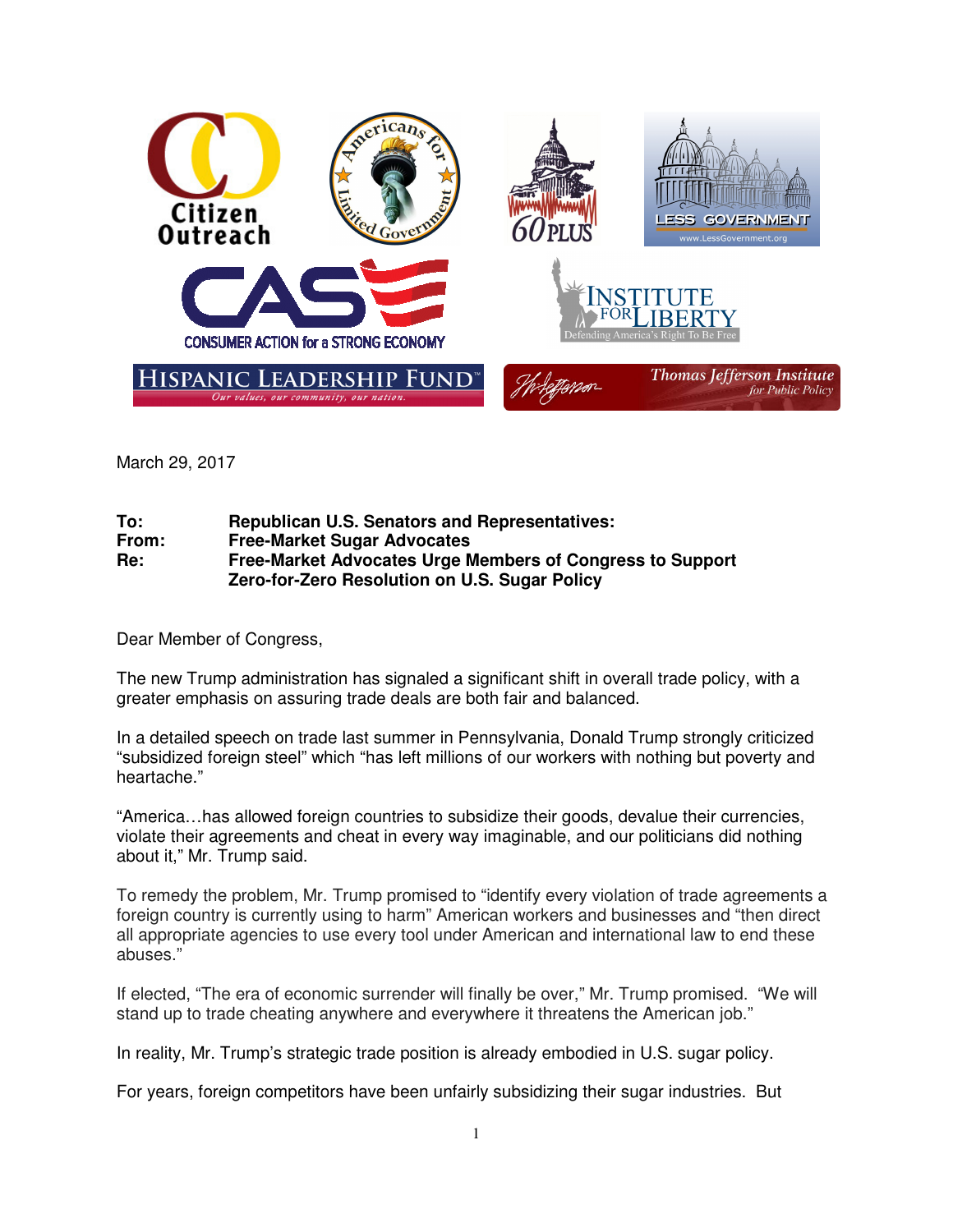March 29, 2017

**To:** **Republican U.S. Senators and Representatives:**
**From:** **Free-Market Sugar Advocates**
**Re:** **Free-Market Advocates Urge Members of Congress to Support Zero-for-Zero Resolution on U.S. Sugar Policy**

Dear Member of Congress,

The new Trump administration has signaled a significant shift in overall trade policy, with a greater emphasis on assuring trade deals are both fair and balanced.

In a detailed speech on trade last summer in Pennsylvania, Donald Trump strongly criticized "subsidized foreign steel" which "has left millions of our workers with nothing but poverty and heartache."

"America…has allowed foreign countries to subsidize their goods, devalue their currencies, violate their agreements and cheat in every way imaginable, and our politicians did nothing about it," Mr. Trump said.

To remedy the problem, Mr. Trump promised to "identify every violation of trade agreements a foreign country is currently using to harm" American workers and businesses and "then direct all appropriate agencies to use every tool under American and international law to end these abuses."

If elected, "The era of economic surrender will finally be over," Mr. Trump promised. "We will stand up to trade cheating anywhere and everywhere it threatens the American job."

In reality, Mr. Trump's strategic trade position is already embodied in U.S. sugar policy.

For years, foreign competitors have been unfairly subsidizing their sugar industries. But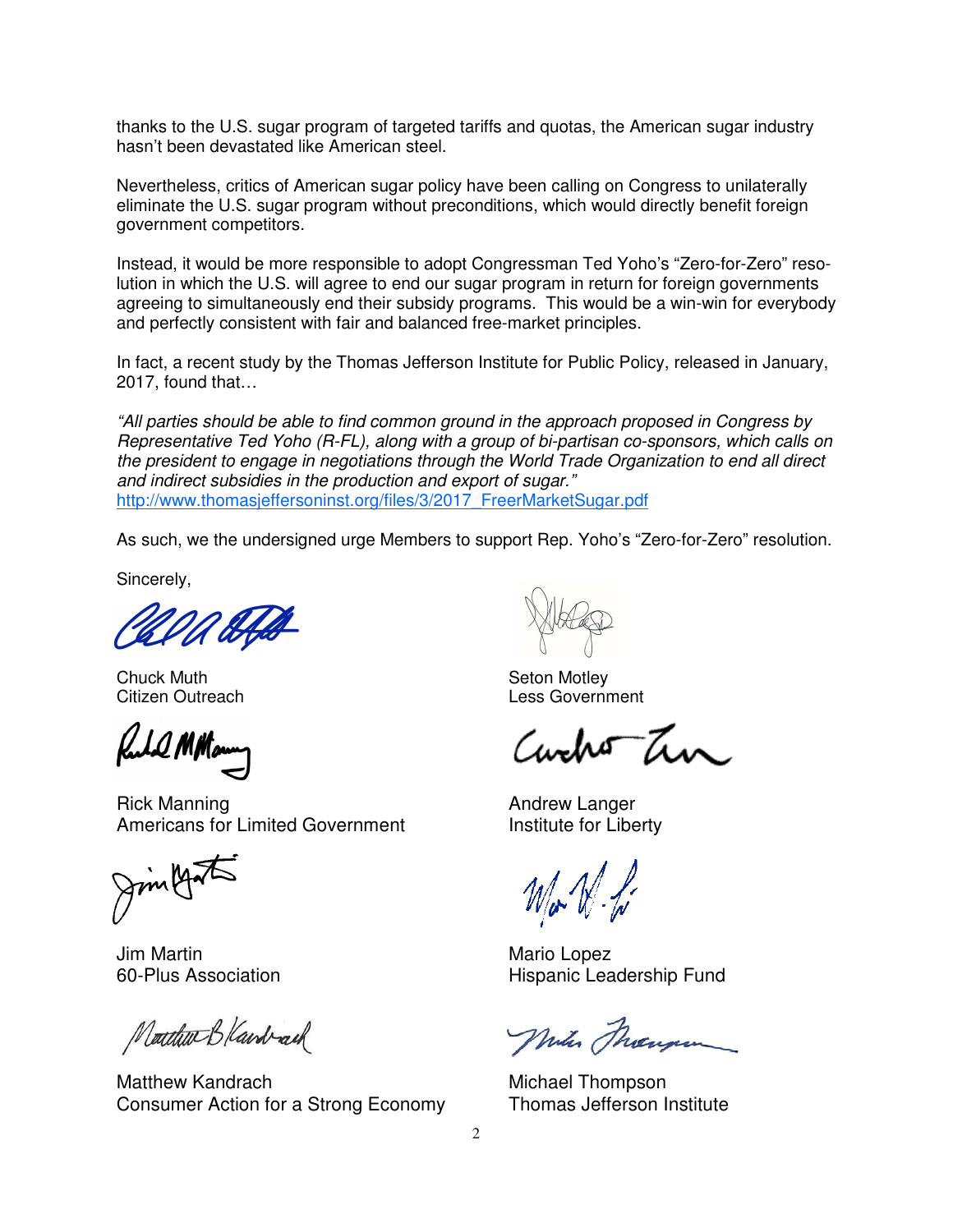thanks to the U.S. sugar program of targeted tariffs and quotas, the American sugar industry hasn't been devastated like American steel.

Nevertheless, critics of American sugar policy have been calling on Congress to unilaterally eliminate the U.S. sugar program without preconditions, which would directly benefit foreign government competitors.

Instead, it would be more responsible to adopt Congressman Ted Yoho's "Zero-for-Zero" resolution in which the U.S. will agree to end our sugar program in return for foreign governments agreeing to simultaneously end their subsidy programs. This would be a win-win for everybody and perfectly consistent with fair and balanced free-market principles.

In fact, a recent study by the Thomas Jefferson Institute for Public Policy, released in January, 2017, found that…

*"All parties should be able to find common ground in the approach proposed in Congress by Representative Ted Yoho (R-FL), along with a group of bi-partisan co-sponsors, which calls on the president to engage in negotiations through the World Trade Organization to end all direct and indirect subsidies in the production and export of sugar."*
http://www.thomasjeffersoninst.org/files/3/2017_FreerMarketSugar.pdf

As such, we the undersigned urge Members to support Rep. Yoho's "Zero-for-Zero" resolution.

Sincerely,

Chuck Muth
Citizen Outreach

Seton Motley
Less Government

Rick Manning
Americans for Limited Government

Andrew Langer
Institute for Liberty

Jim Martin
60-Plus Association

Mario Lopez
Hispanic Leadership Fund

Matthew Kandrach
Consumer Action for a Strong Economy

Michael Thompson
Thomas Jefferson Institute